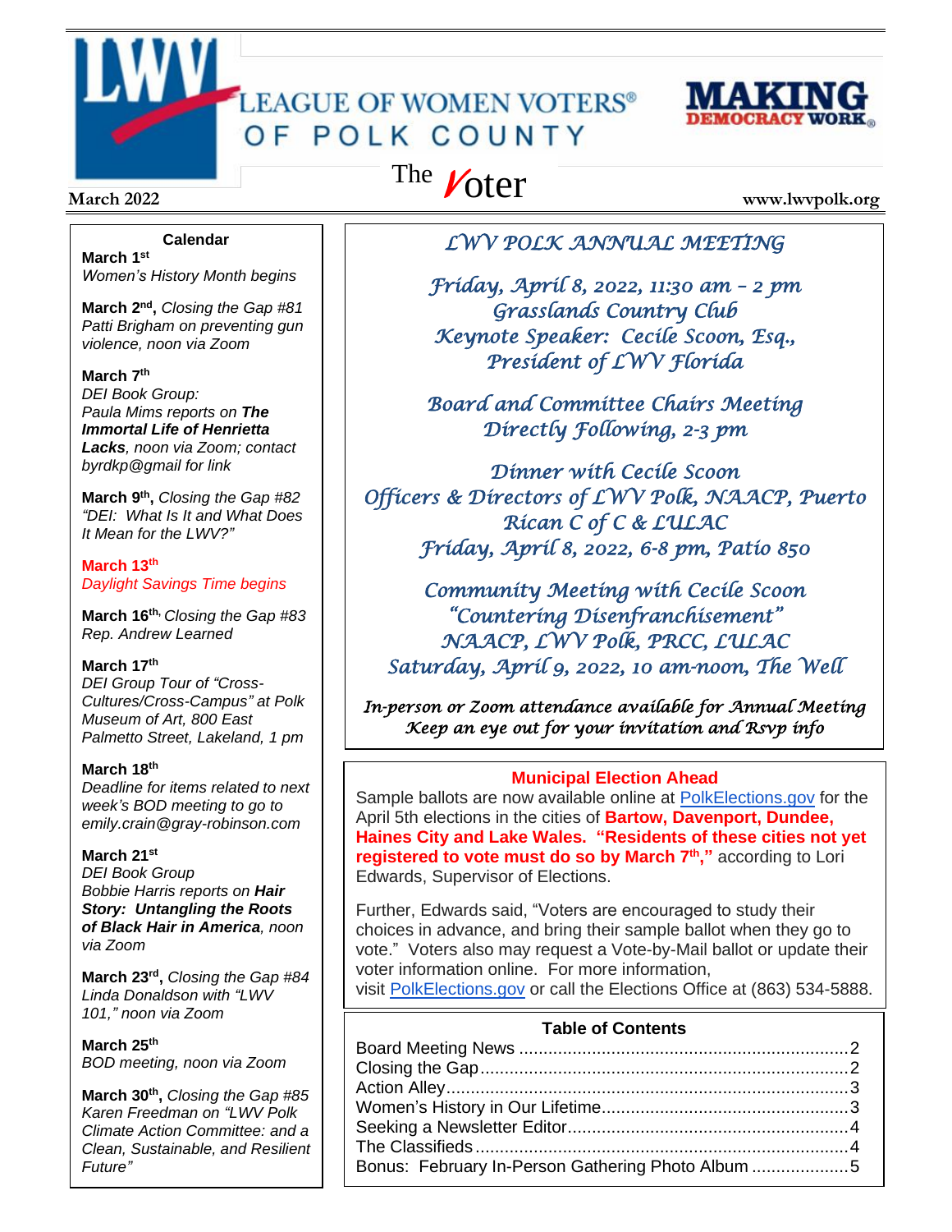# LEAGUE OF WOMEN VOTERS® OF POLK COUNTY

MAKING DEMOCRACY WORK®

## The Voter

March 2022

www.lwvpolk.org

### Calendar

**March 1st**
*Women's History Month begins*

**March 2nd,** *Closing the Gap #81 Patti Brigham on preventing gun violence, noon via Zoom*

**March 7th**
*DEI Book Group: Paula Mims reports on* ***The Immortal Life of Henrietta Lacks****, noon via Zoom; contact byrdkp@gmail for link*

**March 9th,** *Closing the Gap #82 "DEI: What Is It and What Does It Mean for the LWV?"*

**March 13th**
*Daylight Savings Time begins*

**March 16th,** *Closing the Gap #83 Rep. Andrew Learned*

**March 17th**
*DEI Group Tour of "Cross-Cultures/Cross-Campus" at Polk Museum of Art, 800 East Palmetto Street, Lakeland, 1 pm*

**March 18th**
*Deadline for items related to next week's BOD meeting to go to emily.crain@gray-robinson.com*

**March 21st**
*DEI Book Group Bobbie Harris reports on* ***Hair Story: Untangling the Roots of Black Hair in America****, noon via Zoom*

**March 23rd,** *Closing the Gap #84 Linda Donaldson with "LWV 101," noon via Zoom*

**March 25th**
*BOD meeting, noon via Zoom*

**March 30th,** *Closing the Gap #85 Karen Freedman on "LWV Polk Climate Action Committee: and a Clean, Sustainable, and Resilient Future"*

---

### *LWV POLK ANNUAL MEETING*

*Friday, April 8, 2022, 11:30 am – 2 pm*
*Grasslands Country Club*
*Keynote Speaker: Cecile Scoon, Esq., President of LWV Florida*

*Board and Committee Chairs Meeting Directly Following, 2-3 pm*

*Dinner with Cecile Scoon*
*Officers & Directors of LWV Polk, NAACP, Puerto Rican C of C & LULAC*
*Friday, April 8, 2022, 6-8 pm, Patio 850*

*Community Meeting with Cecile Scoon*
*"Countering Disenfranchisement"*
*NAACP, LWV Polk, PRCC, LULAC*
*Saturday, April 9, 2022, 10 am-noon, The Well*

*In-person or Zoom attendance available for Annual Meeting*
*Keep an eye out for your invitation and Rsvp info*

---

### Municipal Election Ahead

Sample ballots are now available online at PolkElections.gov for the April 5th elections in the cities of **Bartow, Davenport, Dundee, Haines City and Lake Wales. "Residents of these cities not yet registered to vote must do so by March 7th,"** according to Lori Edwards, Supervisor of Elections.

Further, Edwards said, "Voters are encouraged to study their choices in advance, and bring their sample ballot when they go to vote." Voters also may request a Vote-by-Mail ballot or update their voter information online. For more information, visit PolkElections.gov or call the Elections Office at (863) 534-5888.

---

### Table of Contents

| Section | Page |
|---|---|
| Board Meeting News | 2 |
| Closing the Gap | 2 |
| Action Alley | 3 |
| Women's History in Our Lifetime | 3 |
| Seeking a Newsletter Editor | 4 |
| The Classifieds | 4 |
| Bonus: February In-Person Gathering Photo Album | 5 |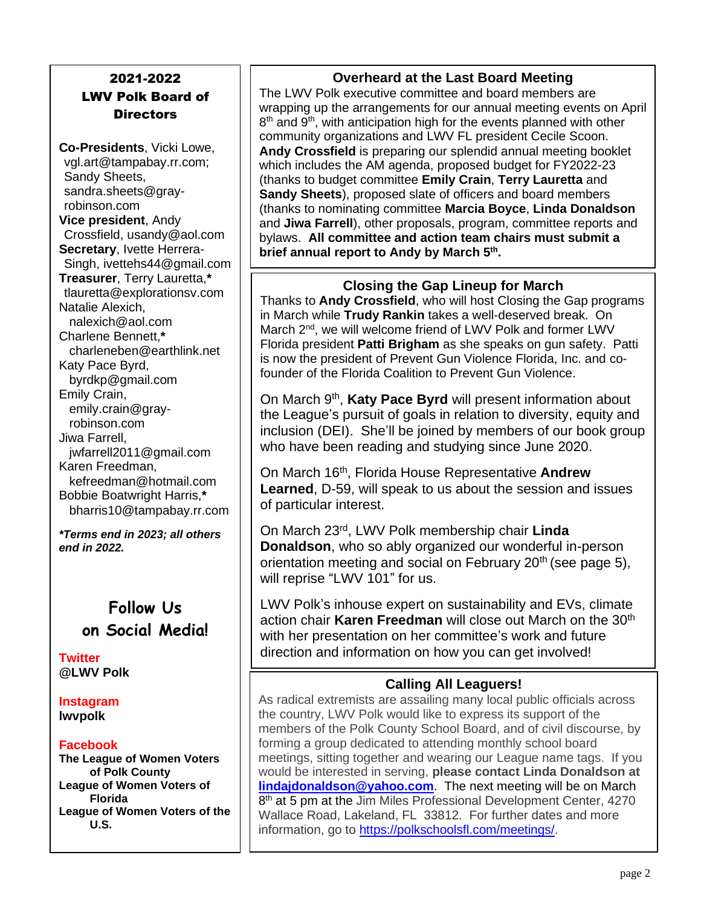## 2021-2022 LWV Polk Board of Directors

**Co-Presidents**, Vicki Lowe, vgl.art@tampabay.rr.com; Sandy Sheets, sandra.sheets@gray-robinson.com
**Vice president**, Andy Crossfield, usandy@aol.com
**Secretary**, Ivette Herrera-Singh, ivettehs44@gmail.com
**Treasurer**, Terry Lauretta,* tlauretta@explorationsv.com
Natalie Alexich, nalexich@aol.com
Charlene Bennett,* charleneben@earthlink.net
Katy Pace Byrd, byrdkp@gmail.com
Emily Crain, emily.crain@gray-robinson.com
Jiwa Farrell, jwfarrell2011@gmail.com
Karen Freedman, kefreedman@hotmail.com
Bobbie Boatwright Harris,* bharris10@tampabay.rr.com

***Terms end in 2023; all others end in 2022.***

## Follow Us on Social Media!

**Twitter**
**@LWV Polk**

**Instagram**
**lwvpolk**

**Facebook**
**The League of Women Voters of Polk County**
**League of Women Voters of Florida**
**League of Women Voters of the U.S.**

## Overheard at the Last Board Meeting

The LWV Polk executive committee and board members are wrapping up the arrangements for our annual meeting events on April 8th and 9th, with anticipation high for the events planned with other community organizations and LWV FL president Cecile Scoon. **Andy Crossfield** is preparing our splendid annual meeting booklet which includes the AM agenda, proposed budget for FY2022-23 (thanks to budget committee **Emily Crain**, **Terry Lauretta** and **Sandy Sheets**), proposed slate of officers and board members (thanks to nominating committee **Marcia Boyce**, **Linda Donaldson** and **Jiwa Farrell**), other proposals, program, committee reports and bylaws. **All committee and action team chairs must submit a brief annual report to Andy by March 5th.**

## Closing the Gap Lineup for March

Thanks to **Andy Crossfield**, who will host Closing the Gap programs in March while **Trudy Rankin** takes a well-deserved break. On March 2nd, we will welcome friend of LWV Polk and former LWV Florida president **Patti Brigham** as she speaks on gun safety. Patti is now the president of Prevent Gun Violence Florida, Inc. and co-founder of the Florida Coalition to Prevent Gun Violence.

On March 9th, **Katy Pace Byrd** will present information about the League's pursuit of goals in relation to diversity, equity and inclusion (DEI). She'll be joined by members of our book group who have been reading and studying since June 2020.

On March 16th, Florida House Representative **Andrew Learned**, D-59, will speak to us about the session and issues of particular interest.

On March 23rd, LWV Polk membership chair **Linda Donaldson**, who so ably organized our wonderful in-person orientation meeting and social on February 20th (see page 5), will reprise "LWV 101" for us.

LWV Polk's inhouse expert on sustainability and EVs, climate action chair **Karen Freedman** will close out March on the 30th with her presentation on her committee's work and future direction and information on how you can get involved!

## Calling All Leaguers!

As radical extremists are assailing many local public officials across the country, LWV Polk would like to express its support of the members of the Polk County School Board, and of civil discourse, by forming a group dedicated to attending monthly school board meetings, sitting together and wearing our League name tags. If you would be interested in serving, **please contact Linda Donaldson at [lindajdonaldson@yahoo.com](mailto:lindajdonaldson@yahoo.com)**. The next meeting will be on March 8th at 5 pm at the Jim Miles Professional Development Center, 4270 Wallace Road, Lakeland, FL 33812. For further dates and more information, go to [https://polkschoolsfl.com/meetings/](https://polkschoolsfl.com/meetings/).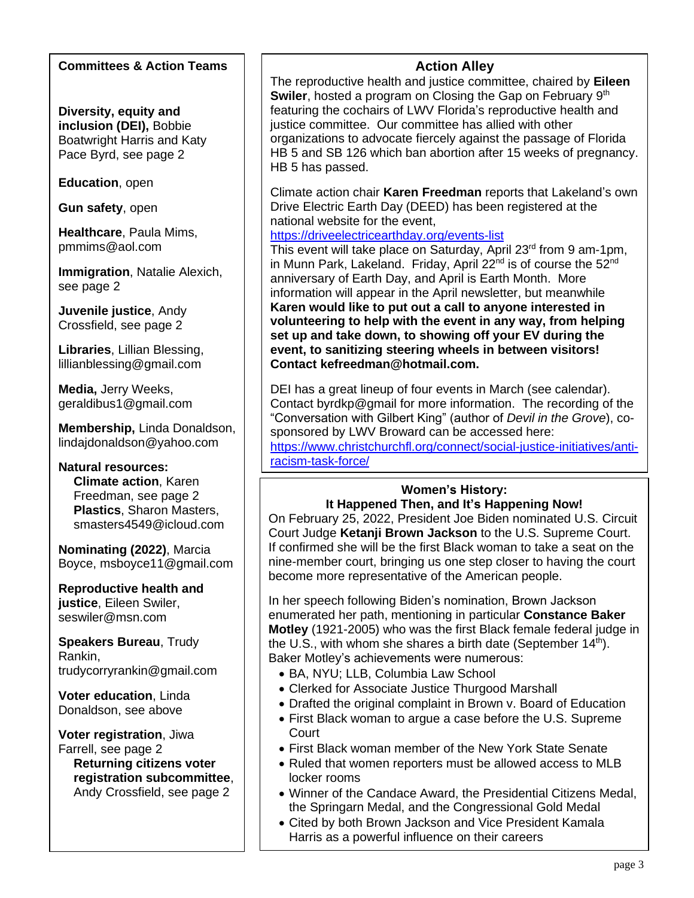## Committees & Action Teams

**Diversity, equity and inclusion (DEI),** Bobbie Boatwright Harris and Katy Pace Byrd, see page 2

**Education**, open

**Gun safety**, open

**Healthcare**, Paula Mims, pmmims@aol.com

**Immigration**, Natalie Alexich, see page 2

**Juvenile justice**, Andy Crossfield, see page 2

**Libraries**, Lillian Blessing, lillianblessing@gmail.com

**Media,** Jerry Weeks, geraldibus1@gmail.com

**Membership,** Linda Donaldson, lindajdonaldson@yahoo.com

**Natural resources:**

- **Climate action**, Karen Freedman, see page 2
- **Plastics**, Sharon Masters, smasters4549@icloud.com

**Nominating (2022)**, Marcia Boyce, msboyce11@gmail.com

**Reproductive health and justice**, Eileen Swiler, seswiler@msn.com

**Speakers Bureau**, Trudy Rankin, trudycorryrankin@gmail.com

**Voter education**, Linda Donaldson, see above

**Voter registration**, Jiwa Farrell, see page 2

- **Returning citizens voter registration subcommittee**, Andy Crossfield, see page 2

## Action Alley

The reproductive health and justice committee, chaired by **Eileen Swiler**, hosted a program on Closing the Gap on February 9th featuring the cochairs of LWV Florida's reproductive health and justice committee. Our committee has allied with other organizations to advocate fiercely against the passage of Florida HB 5 and SB 126 which ban abortion after 15 weeks of pregnancy. HB 5 has passed.

Climate action chair **Karen Freedman** reports that Lakeland's own Drive Electric Earth Day (DEED) has been registered at the national website for the event, https://driveelectricearthday.org/events-list
This event will take place on Saturday, April 23rd from 9 am-1pm, in Munn Park, Lakeland. Friday, April 22nd is of course the 52nd anniversary of Earth Day, and April is Earth Month. More information will appear in the April newsletter, but meanwhile **Karen would like to put out a call to anyone interested in volunteering to help with the event in any way, from helping set up and take down, to showing off your EV during the event, to sanitizing steering wheels in between visitors! Contact kefreedman@hotmail.com.**

DEI has a great lineup of four events in March (see calendar). Contact byrdkp@gmail for more information. The recording of the "Conversation with Gilbert King" (author of *Devil in the Grove*), co-sponsored by LWV Broward can be accessed here: https://www.christchurchfl.org/connect/social-justice-initiatives/anti-racism-task-force/

## Women's History: It Happened Then, and It's Happening Now!

On February 25, 2022, President Joe Biden nominated U.S. Circuit Court Judge **Ketanji Brown Jackson** to the U.S. Supreme Court. If confirmed she will be the first Black woman to take a seat on the nine-member court, bringing us one step closer to having the court become more representative of the American people.

In her speech following Biden's nomination, Brown Jackson enumerated her path, mentioning in particular **Constance Baker Motley** (1921-2005) who was the first Black female federal judge in the U.S., with whom she shares a birth date (September 14th). Baker Motley's achievements were numerous:

- BA, NYU; LLB, Columbia Law School
- Clerked for Associate Justice Thurgood Marshall
- Drafted the original complaint in Brown v. Board of Education
- First Black woman to argue a case before the U.S. Supreme Court
- First Black woman member of the New York State Senate
- Ruled that women reporters must be allowed access to MLB locker rooms
- Winner of the Candace Award, the Presidential Citizens Medal, the Springarn Medal, and the Congressional Gold Medal
- Cited by both Brown Jackson and Vice President Kamala Harris as a powerful influence on their careers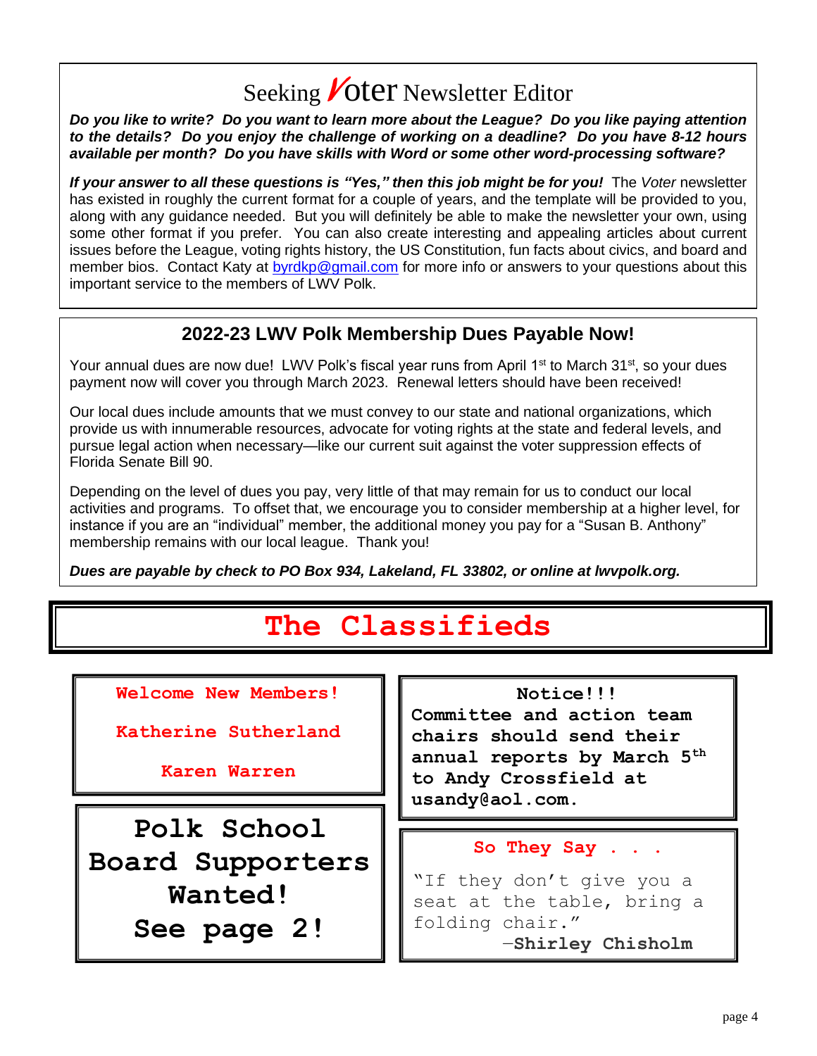## Seeking *Voter* Newsletter Editor

***Do you like to write? Do you want to learn more about the League? Do you like paying attention to the details? Do you enjoy the challenge of working on a deadline? Do you have 8-12 hours available per month? Do you have skills with Word or some other word-processing software?***

***If your answer to all these questions is "Yes," then this job might be for you!*** The *Voter* newsletter has existed in roughly the current format for a couple of years, and the template will be provided to you, along with any guidance needed. But you will definitely be able to make the newsletter your own, using some other format if you prefer. You can also create interesting and appealing articles about current issues before the League, voting rights history, the US Constitution, fun facts about civics, and board and member bios. Contact Katy at byrdkp@gmail.com for more info or answers to your questions about this important service to the members of LWV Polk.

## 2022-23 LWV Polk Membership Dues Payable Now!

Your annual dues are now due! LWV Polk's fiscal year runs from April 1st to March 31st, so your dues payment now will cover you through March 2023. Renewal letters should have been received!

Our local dues include amounts that we must convey to our state and national organizations, which provide us with innumerable resources, advocate for voting rights at the state and federal levels, and pursue legal action when necessary—like our current suit against the voter suppression effects of Florida Senate Bill 90.

Depending on the level of dues you pay, very little of that may remain for us to conduct our local activities and programs. To offset that, we encourage you to consider membership at a higher level, for instance if you are an "individual" member, the additional money you pay for a "Susan B. Anthony" membership remains with our local league. Thank you!

***Dues are payable by check to PO Box 934, Lakeland, FL 33802, or online at lwvpolk.org.***

# The Classifieds

**Welcome New Members!**

**Katherine Sutherland**

**Karen Warren**

**Polk School Board Supporters Wanted!**
**See page 2!**

**Notice!!!**
**Committee and action team chairs should send their annual reports by March 5th to Andy Crossfield at usandy@aol.com.**

**So They Say . . .**

"If they don't give you a seat at the table, bring a folding chair."
—**Shirley Chisholm**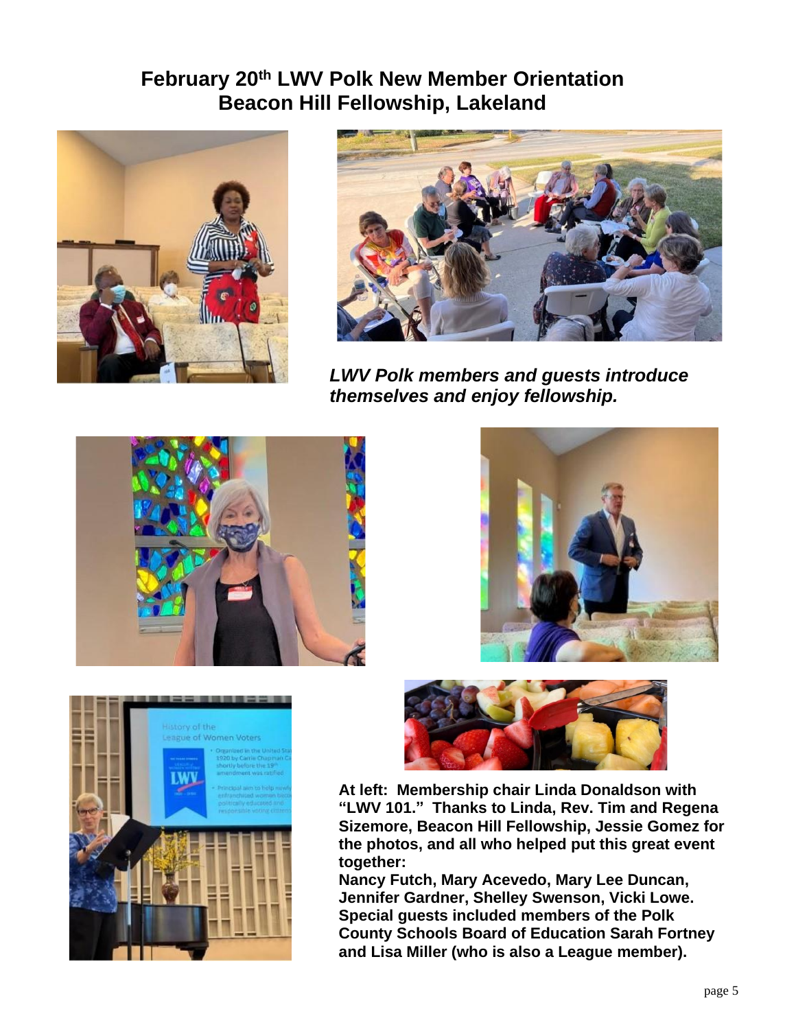# February 20th LWV Polk New Member Orientation
## Beacon Hill Fellowship, Lakeland

***LWV Polk members and guests introduce themselves and enjoy fellowship.***

**At left: Membership chair Linda Donaldson with "LWV 101." Thanks to Linda, Rev. Tim and Regena Sizemore, Beacon Hill Fellowship, Jessie Gomez for the photos, and all who helped put this great event together:**

**Nancy Futch, Mary Acevedo, Mary Lee Duncan, Jennifer Gardner, Shelley Swenson, Vicki Lowe. Special guests included members of the Polk County Schools Board of Education Sarah Fortney and Lisa Miller (who is also a League member).**